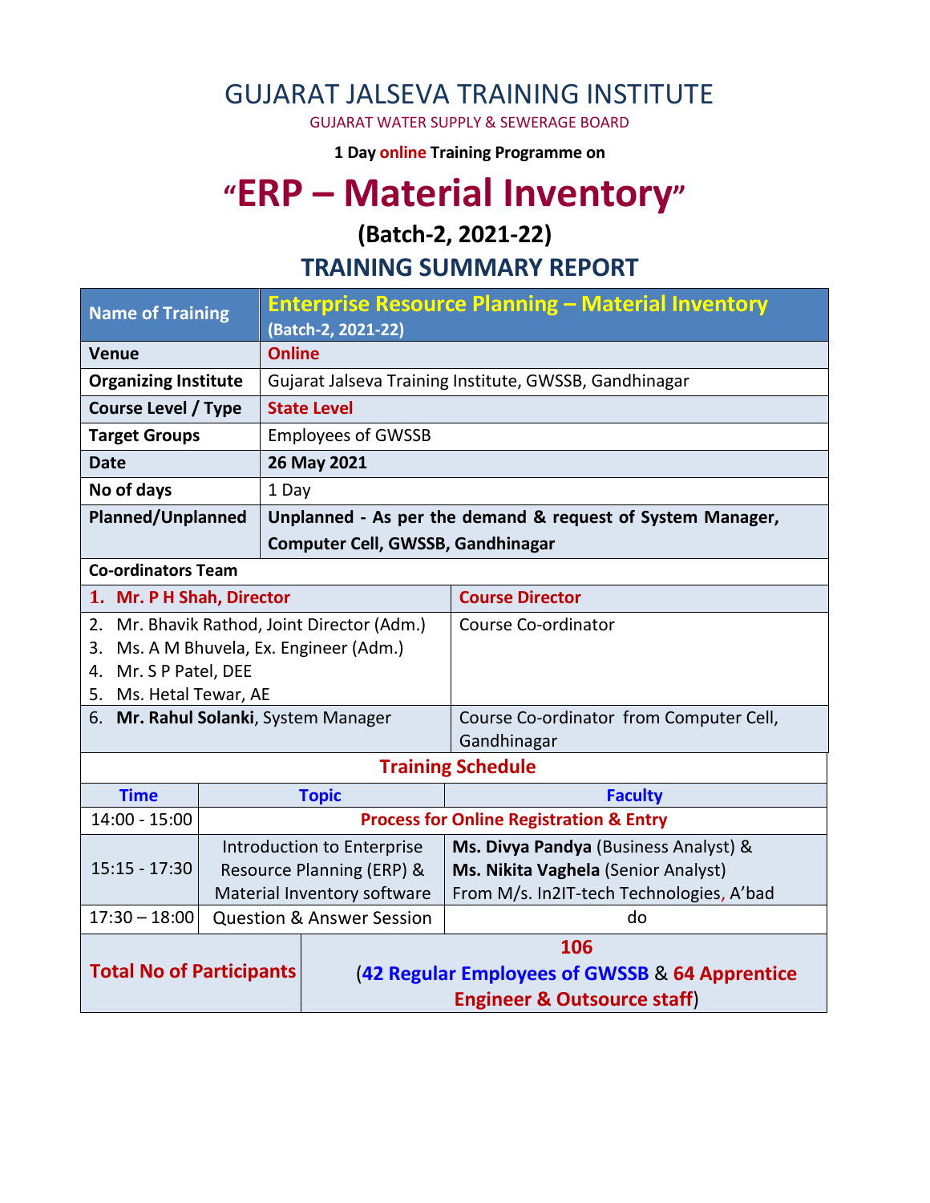# GUJARAT JALSEVA TRAINING INSTITUTE

GUJARAT WATER SUPPLY & SEWERAGE BOARD

**1 Day online Training Programme on**

# "ERP – Material Inventory"

## (Batch-2, 2021-22)

## TRAINING SUMMARY REPORT

| Name of Training | Enterprise Resource Planning – Material Inventory (Batch-2, 2021-22) |
|---|---|
| **Venue** | **Online** |
| **Organizing Institute** | Gujarat Jalseva Training Institute, GWSSB, Gandhinagar |
| **Course Level / Type** | **State Level** |
| **Target Groups** | Employees of GWSSB |
| **Date** | **26 May 2021** |
| **No of days** | 1 Day |
| **Planned/Unplanned** | **Unplanned - As per the demand & request of System Manager, Computer Cell, GWSSB, Gandhinagar** |

**Co-ordinators Team**

| Name | Role |
|---|---|
| 1. **Mr. P H Shah, Director** | **Course Director** |
| 2. Mr. Bhavik Rathod, Joint Director (Adm.)<br>3. Ms. A M Bhuvela, Ex. Engineer (Adm.)<br>4. Mr. S P Patel, DEE<br>5. Ms. Hetal Tewar, AE | Course Co-ordinator |
| 6. **Mr. Rahul Solanki**, System Manager | Course Co-ordinator from Computer Cell, Gandhinagar |

**Training Schedule**

| Time | Topic | Faculty |
|---|---|---|
| 14:00 - 15:00 | **Process for Online Registration & Entry** | |
| 15:15 - 17:30 | Introduction to Enterprise Resource Planning (ERP) & Material Inventory software | **Ms. Divya Pandya** (Business Analyst) & **Ms. Nikita Vaghela** (Senior Analyst) From M/s. In2IT-tech Technologies, A'bad |
| 17:30 – 18:00 | Question & Answer Session | do |

| **Total No of Participants** | **106** (**42 Regular Employees of GWSSB** & **64 Apprentice Engineer & Outsource staff**) |
|---|---|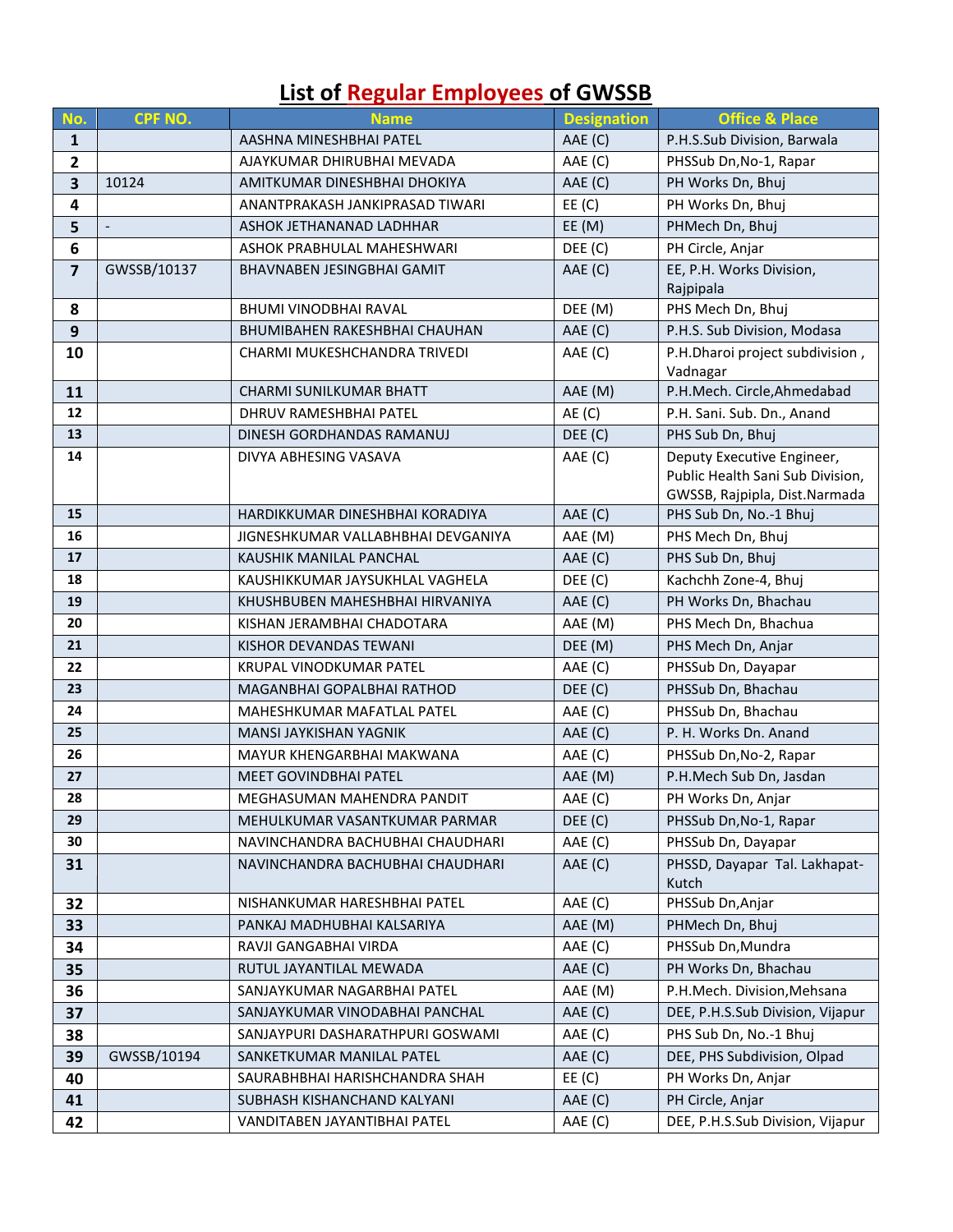# List of Regular Employees of GWSSB

| No. | CPF NO. | Name | Designation | Office & Place |
|---|---|---|---|---|
| 1 | | AASHNA MINESHBHAI PATEL | AAE (C) | P.H.S.Sub Division, Barwala |
| 2 | | AJAYKUMAR DHIRUBHAI MEVADA | AAE (C) | PHSSub Dn,No-1, Rapar |
| 3 | 10124 | AMITKUMAR DINESHBHAI DHOKIYA | AAE (C) | PH Works Dn, Bhuj |
| 4 | | ANANTPRAKASH JANKIPRASAD TIWARI | EE (C) | PH Works Dn, Bhuj |
| 5 | - | ASHOK JETHANANAD LADHHAR | EE (M) | PHMech Dn, Bhuj |
| 6 | | ASHOK PRABHULAL MAHESHWARI | DEE (C) | PH Circle, Anjar |
| 7 | GWSSB/10137 | BHAVNABEN JESINGBHAI GAMIT | AAE (C) | EE, P.H. Works Division, Rajpipala |
| 8 | | BHUMI VINODBHAI RAVAL | DEE (M) | PHS Mech Dn, Bhuj |
| 9 | | BHUMIBAHEN RAKESHBHAI CHAUHAN | AAE (C) | P.H.S. Sub Division, Modasa |
| 10 | | CHARMI MUKESHCHANDRA TRIVEDI | AAE (C) | P.H.Dharoi project subdivision , Vadnagar |
| 11 | | CHARMI SUNILKUMAR BHATT | AAE (M) | P.H.Mech. Circle,Ahmedabad |
| 12 | | DHRUV RAMESHBHAI PATEL | AE (C) | P.H. Sani. Sub. Dn., Anand |
| 13 | | DINESH GORDHANDAS RAMANUJ | DEE (C) | PHS Sub Dn, Bhuj |
| 14 | | DIVYA ABHESING VASAVA | AAE (C) | Deputy Executive Engineer, Public Health Sani Sub Division, GWSSB, Rajpipla, Dist.Narmada |
| 15 | | HARDIKKUMAR DINESHBHAI KORADIYA | AAE (C) | PHS Sub Dn, No.-1 Bhuj |
| 16 | | JIGNESHKUMAR VALLABHBHAI DEVGANIYA | AAE (M) | PHS Mech Dn, Bhuj |
| 17 | | KAUSHIK MANILAL PANCHAL | AAE (C) | PHS Sub Dn, Bhuj |
| 18 | | KAUSHIKKUMAR JAYSUKHLAL VAGHELA | DEE (C) | Kachchh Zone-4, Bhuj |
| 19 | | KHUSHBUBEN MAHESHBHAI HIRVANIYA | AAE (C) | PH Works Dn, Bhachau |
| 20 | | KISHAN JERAMBHAI CHADOTARA | AAE (M) | PHS Mech Dn, Bhachua |
| 21 | | KISHOR DEVANDAS TEWANI | DEE (M) | PHS Mech Dn, Anjar |
| 22 | | KRUPAL VINODKUMAR PATEL | AAE (C) | PHSSub Dn, Dayapar |
| 23 | | MAGANBHAI GOPALBHAI RATHOD | DEE (C) | PHSSub Dn, Bhachau |
| 24 | | MAHESHKUMAR MAFATLAL PATEL | AAE (C) | PHSSub Dn, Bhachau |
| 25 | | MANSI JAYKISHAN YAGNIK | AAE (C) | P. H. Works Dn. Anand |
| 26 | | MAYUR KHENGARBHAI MAKWANA | AAE (C) | PHSSub Dn,No-2, Rapar |
| 27 | | MEET GOVINDBHAI PATEL | AAE (M) | P.H.Mech Sub Dn, Jasdan |
| 28 | | MEGHASUMAN MAHENDRA PANDIT | AAE (C) | PH Works Dn, Anjar |
| 29 | | MEHULKUMAR VASANTKUMAR PARMAR | DEE (C) | PHSSub Dn,No-1, Rapar |
| 30 | | NAVINCHANDRA BACHUBHAI CHAUDHARI | AAE (C) | PHSSub Dn, Dayapar |
| 31 | | NAVINCHANDRA BACHUBHAI CHAUDHARI | AAE (C) | PHSSD, Dayapar Tal. Lakhapat-Kutch |
| 32 | | NISHANKUMAR HARESHBHAI PATEL | AAE (C) | PHSSub Dn,Anjar |
| 33 | | PANKAJ MADHUBHAI KALSARIYA | AAE (M) | PHMech Dn, Bhuj |
| 34 | | RAVJI GANGABHAI VIRDA | AAE (C) | PHSSub Dn,Mundra |
| 35 | | RUTUL JAYANTILAL MEWADA | AAE (C) | PH Works Dn, Bhachau |
| 36 | | SANJAYKUMAR NAGARBHAI PATEL | AAE (M) | P.H.Mech. Division,Mehsana |
| 37 | | SANJAYKUMAR VINODABHAI PANCHAL | AAE (C) | DEE, P.H.S.Sub Division, Vijapur |
| 38 | | SANJAYPURI DASHARATHPURI GOSWAMI | AAE (C) | PHS Sub Dn, No.-1 Bhuj |
| 39 | GWSSB/10194 | SANKETKUMAR MANILAL PATEL | AAE (C) | DEE, PHS Subdivision, Olpad |
| 40 | | SAURABHBHAI HARISHCHANDRA SHAH | EE (C) | PH Works Dn, Anjar |
| 41 | | SUBHASH KISHANCHAND KALYANI | AAE (C) | PH Circle, Anjar |
| 42 | | VANDITABEN JAYANTIBHAI PATEL | AAE (C) | DEE, P.H.S.Sub Division, Vijapur |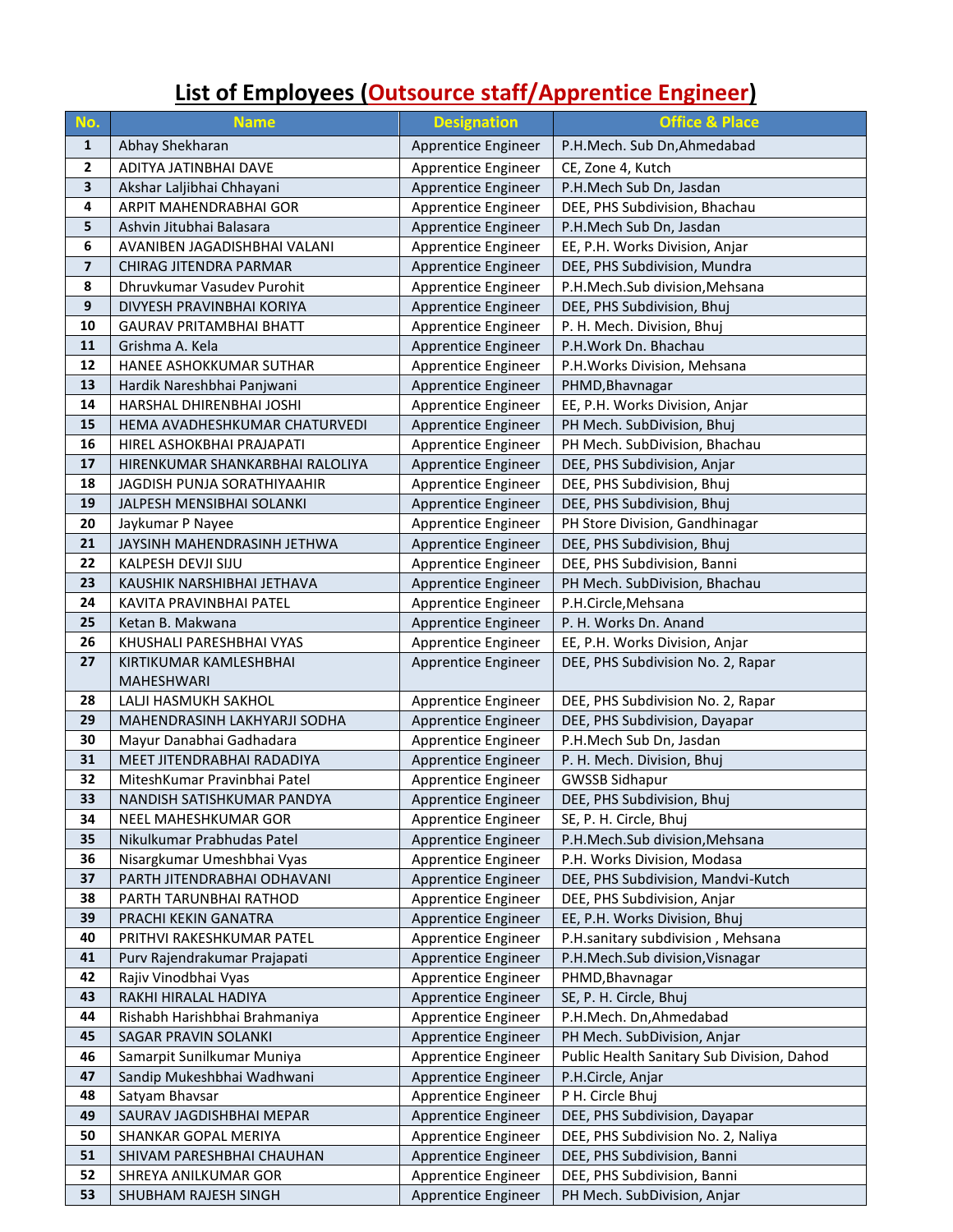# List of Employees (Outsource staff/Apprentice Engineer)

| No. | Name | Designation | Office & Place |
|---|---|---|---|
| 1 | Abhay Shekharan | Apprentice Engineer | P.H.Mech. Sub Dn,Ahmedabad |
| 2 | ADITYA JATINBHAI DAVE | Apprentice Engineer | CE, Zone 4, Kutch |
| 3 | Akshar Laljibhai Chhayani | Apprentice Engineer | P.H.Mech Sub Dn, Jasdan |
| 4 | ARPIT MAHENDRABHAI GOR | Apprentice Engineer | DEE, PHS Subdivision, Bhachau |
| 5 | Ashvin Jitubhai Balasara | Apprentice Engineer | P.H.Mech Sub Dn, Jasdan |
| 6 | AVANIBEN JAGADISHBHAI VALANI | Apprentice Engineer | EE, P.H. Works Division, Anjar |
| 7 | CHIRAG JITENDRA PARMAR | Apprentice Engineer | DEE, PHS Subdivision, Mundra |
| 8 | Dhruvkumar Vasudev Purohit | Apprentice Engineer | P.H.Mech.Sub division,Mehsana |
| 9 | DIVYESH PRAVINBHAI KORIYA | Apprentice Engineer | DEE, PHS Subdivision, Bhuj |
| 10 | GAURAV PRITAMBHAI BHATT | Apprentice Engineer | P. H. Mech. Division, Bhuj |
| 11 | Grishma A. Kela | Apprentice Engineer | P.H.Work Dn. Bhachau |
| 12 | HANEE ASHOKKUMAR SUTHAR | Apprentice Engineer | P.H.Works Division, Mehsana |
| 13 | Hardik Nareshbhai Panjwani | Apprentice Engineer | PHMD,Bhavnagar |
| 14 | HARSHAL DHIRENBHAI JOSHI | Apprentice Engineer | EE, P.H. Works Division, Anjar |
| 15 | HEMA AVADHESHKUMAR CHATURVEDI | Apprentice Engineer | PH Mech. SubDivision, Bhuj |
| 16 | HIREL ASHOKBHAI PRAJAPATI | Apprentice Engineer | PH Mech. SubDivision, Bhachau |
| 17 | HIRENKUMAR SHANKARBHAI RALOLIYA | Apprentice Engineer | DEE, PHS Subdivision, Anjar |
| 18 | JAGDISH PUNJA SORATHIYAAHIR | Apprentice Engineer | DEE, PHS Subdivision, Bhuj |
| 19 | JALPESH MENSIBHAI SOLANKI | Apprentice Engineer | DEE, PHS Subdivision, Bhuj |
| 20 | Jaykumar P Nayee | Apprentice Engineer | PH Store Division, Gandhinagar |
| 21 | JAYSINH MAHENDRASINH JETHWA | Apprentice Engineer | DEE, PHS Subdivision, Bhuj |
| 22 | KALPESH DEVJI SIJU | Apprentice Engineer | DEE, PHS Subdivision, Banni |
| 23 | KAUSHIK NARSHIBHAI JETHAVA | Apprentice Engineer | PH Mech. SubDivision, Bhachau |
| 24 | KAVITA PRAVINBHAI PATEL | Apprentice Engineer | P.H.Circle,Mehsana |
| 25 | Ketan B. Makwana | Apprentice Engineer | P. H. Works Dn. Anand |
| 26 | KHUSHALI PARESHBHAI VYAS | Apprentice Engineer | EE, P.H. Works Division, Anjar |
| 27 | KIRTIKUMAR KAMLESHBHAI MAHESHWARI | Apprentice Engineer | DEE, PHS Subdivision No. 2, Rapar |
| 28 | LALJI HASMUKH SAKHOL | Apprentice Engineer | DEE, PHS Subdivision No. 2, Rapar |
| 29 | MAHENDRASINH LAKHYARJI SODHA | Apprentice Engineer | DEE, PHS Subdivision, Dayapar |
| 30 | Mayur Danabhai Gadhadara | Apprentice Engineer | P.H.Mech Sub Dn, Jasdan |
| 31 | MEET JITENDRABHAI RADADIYA | Apprentice Engineer | P. H. Mech. Division, Bhuj |
| 32 | MiteshKumar Pravinbhai Patel | Apprentice Engineer | GWSSB Sidhapur |
| 33 | NANDISH SATISHKUMAR PANDYA | Apprentice Engineer | DEE, PHS Subdivision, Bhuj |
| 34 | NEEL MAHESHKUMAR GOR | Apprentice Engineer | SE, P. H. Circle, Bhuj |
| 35 | Nikulkumar Prabhudas Patel | Apprentice Engineer | P.H.Mech.Sub division,Mehsana |
| 36 | Nisargkumar Umeshbhai Vyas | Apprentice Engineer | P.H. Works Division, Modasa |
| 37 | PARTH JITENDRABHAI ODHAVANI | Apprentice Engineer | DEE, PHS Subdivision, Mandvi-Kutch |
| 38 | PARTH TARUNBHAI RATHOD | Apprentice Engineer | DEE, PHS Subdivision, Anjar |
| 39 | PRACHI KEKIN GANATRA | Apprentice Engineer | EE, P.H. Works Division, Bhuj |
| 40 | PRITHVI RAKESHKUMAR PATEL | Apprentice Engineer | P.H.sanitary subdivision , Mehsana |
| 41 | Purv Rajendrakumar Prajapati | Apprentice Engineer | P.H.Mech.Sub division,Visnagar |
| 42 | Rajiv Vinodbhai Vyas | Apprentice Engineer | PHMD,Bhavnagar |
| 43 | RAKHI HIRALAL HADIYA | Apprentice Engineer | SE, P. H. Circle, Bhuj |
| 44 | Rishabh Harishbhai Brahmaniya | Apprentice Engineer | P.H.Mech. Dn,Ahmedabad |
| 45 | SAGAR PRAVIN SOLANKI | Apprentice Engineer | PH Mech. SubDivision, Anjar |
| 46 | Samarpit Sunilkumar Muniya | Apprentice Engineer | Public Health Sanitary Sub Division, Dahod |
| 47 | Sandip Mukeshbhai Wadhwani | Apprentice Engineer | P.H.Circle, Anjar |
| 48 | Satyam Bhavsar | Apprentice Engineer | P H. Circle Bhuj |
| 49 | SAURAV JAGDISHBHAI MEPAR | Apprentice Engineer | DEE, PHS Subdivision, Dayapar |
| 50 | SHANKAR GOPAL MERIYA | Apprentice Engineer | DEE, PHS Subdivision No. 2, Naliya |
| 51 | SHIVAM PARESHBHAI CHAUHAN | Apprentice Engineer | DEE, PHS Subdivision, Banni |
| 52 | SHREYA ANILKUMAR GOR | Apprentice Engineer | DEE, PHS Subdivision, Banni |
| 53 | SHUBHAM RAJESH SINGH | Apprentice Engineer | PH Mech. SubDivision, Anjar |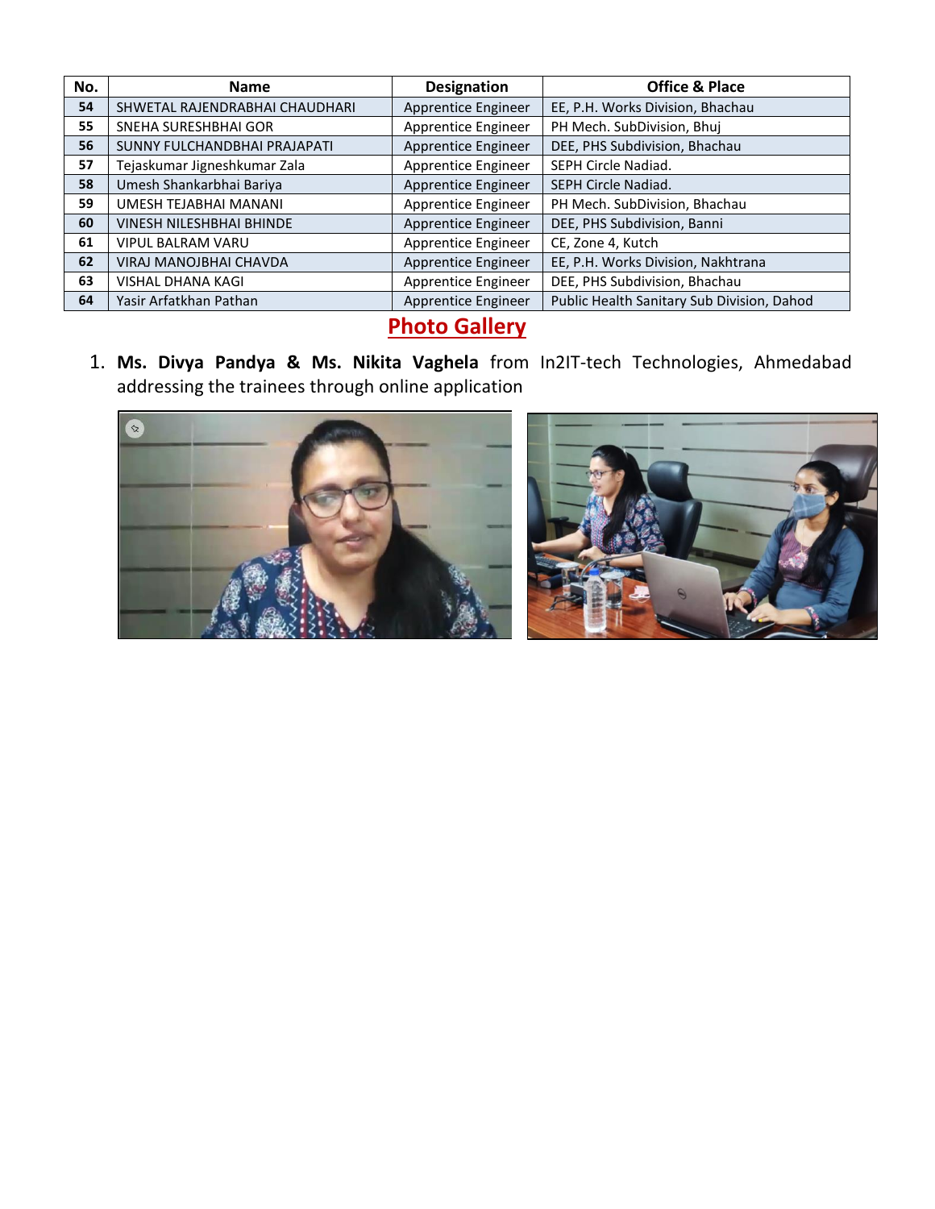| No. | Name | Designation | Office & Place |
|---|---|---|---|
| 54 | SHWETAL RAJENDRABHAI CHAUDHARI | Apprentice Engineer | EE, P.H. Works Division, Bhachau |
| 55 | SNEHA SURESHBHAI GOR | Apprentice Engineer | PH Mech. SubDivision, Bhuj |
| 56 | SUNNY FULCHANDBHAI PRAJAPATI | Apprentice Engineer | DEE, PHS Subdivision, Bhachau |
| 57 | Tejaskumar Jigneshkumar Zala | Apprentice Engineer | SEPH Circle Nadiad. |
| 58 | Umesh Shankarbhai Bariya | Apprentice Engineer | SEPH Circle Nadiad. |
| 59 | UMESH TEJABHAI MANANI | Apprentice Engineer | PH Mech. SubDivision, Bhachau |
| 60 | VINESH NILESHBHAI BHINDE | Apprentice Engineer | DEE, PHS Subdivision, Banni |
| 61 | VIPUL BALRAM VARU | Apprentice Engineer | CE, Zone 4, Kutch |
| 62 | VIRAJ MANOJBHAI CHAVDA | Apprentice Engineer | EE, P.H. Works Division, Nakhtrana |
| 63 | VISHAL DHANA KAGI | Apprentice Engineer | DEE, PHS Subdivision, Bhachau |
| 64 | Yasir Arfatkhan Pathan | Apprentice Engineer | Public Health Sanitary Sub Division, Dahod |

## Photo Gallery

1. **Ms. Divya Pandya & Ms. Nikita Vaghela** from In2IT-tech Technologies, Ahmedabad addressing the trainees through online application